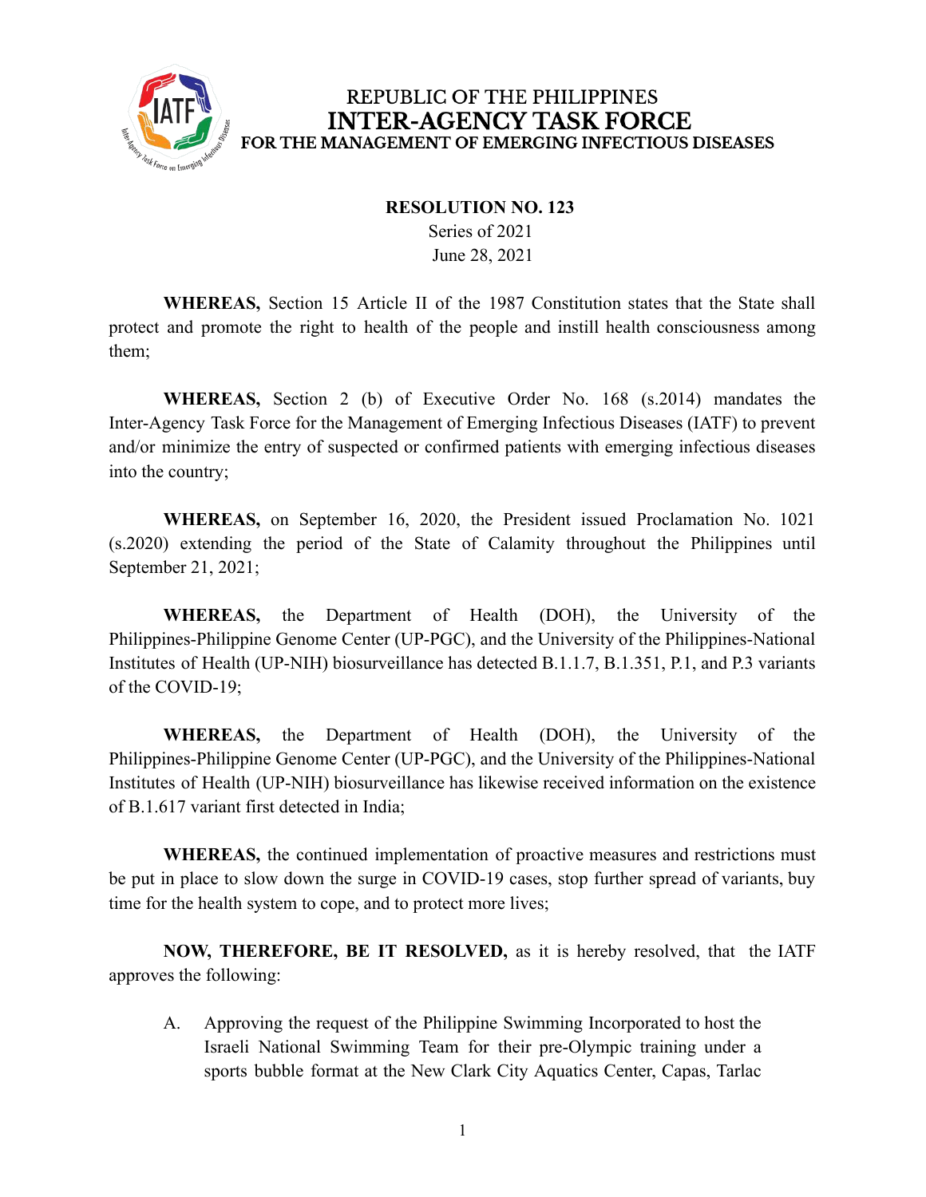REPUBLIC OF THE PHILIPPINES
# INTER-AGENCY TASK FORCE
FOR THE MANAGEMENT OF EMERGING INFECTIOUS DISEASES

**RESOLUTION NO. 123**
Series of 2021
June 28, 2021

**WHEREAS,** Section 15 Article II of the 1987 Constitution states that the State shall protect and promote the right to health of the people and instill health consciousness among them;

**WHEREAS,** Section 2 (b) of Executive Order No. 168 (s.2014) mandates the Inter-Agency Task Force for the Management of Emerging Infectious Diseases (IATF) to prevent and/or minimize the entry of suspected or confirmed patients with emerging infectious diseases into the country;

**WHEREAS,** on September 16, 2020, the President issued Proclamation No. 1021 (s.2020) extending the period of the State of Calamity throughout the Philippines until September 21, 2021;

**WHEREAS,** the Department of Health (DOH), the University of the Philippines-Philippine Genome Center (UP-PGC), and the University of the Philippines-National Institutes of Health (UP-NIH) biosurveillance has detected B.1.1.7, B.1.351, P.1, and P.3 variants of the COVID-19;

**WHEREAS,** the Department of Health (DOH), the University of the Philippines-Philippine Genome Center (UP-PGC), and the University of the Philippines-National Institutes of Health (UP-NIH) biosurveillance has likewise received information on the existence of B.1.617 variant first detected in India;

**WHEREAS,** the continued implementation of proactive measures and restrictions must be put in place to slow down the surge in COVID-19 cases, stop further spread of variants, buy time for the health system to cope, and to protect more lives;

**NOW, THEREFORE, BE IT RESOLVED,** as it is hereby resolved, that the IATF approves the following:

A. Approving the request of the Philippine Swimming Incorporated to host the Israeli National Swimming Team for their pre-Olympic training under a sports bubble format at the New Clark City Aquatics Center, Capas, Tarlac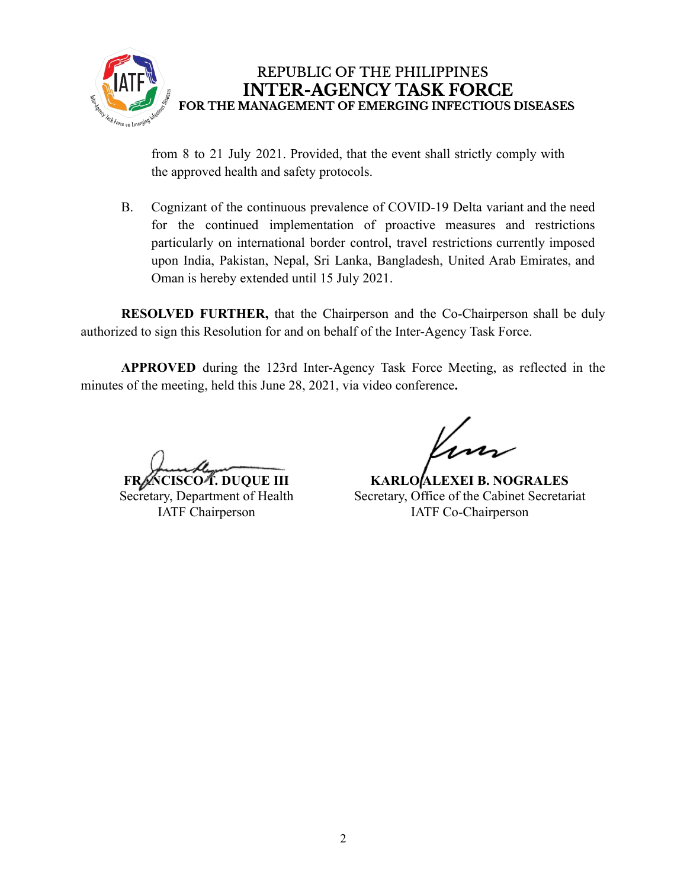from 8 to 21 July 2021. Provided, that the event shall strictly comply with the approved health and safety protocols.

B. Cognizant of the continuous prevalence of COVID-19 Delta variant and the need for the continued implementation of proactive measures and restrictions particularly on international border control, travel restrictions currently imposed upon India, Pakistan, Nepal, Sri Lanka, Bangladesh, United Arab Emirates, and Oman is hereby extended until 15 July 2021.

**RESOLVED FURTHER,** that the Chairperson and the Co-Chairperson shall be duly authorized to sign this Resolution for and on behalf of the Inter-Agency Task Force.

**APPROVED** during the 123rd Inter-Agency Task Force Meeting, as reflected in the minutes of the meeting, held this June 28, 2021, via video conference**.**

**FRANCISCO T. DUQUE III**
Secretary, Department of Health
IATF Chairperson

**KARLO ALEXEI B. NOGRALES**
Secretary, Office of the Cabinet Secretariat
IATF Co-Chairperson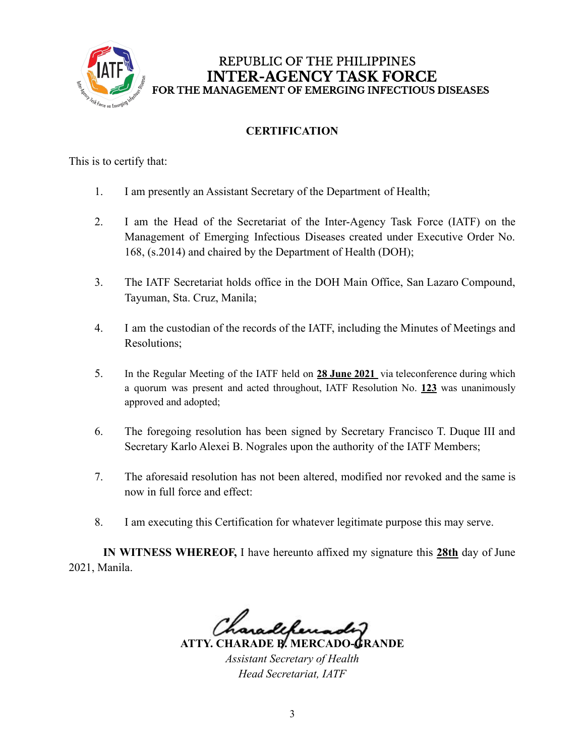REPUBLIC OF THE PHILIPPINES
**INTER-AGENCY TASK FORCE**
**FOR THE MANAGEMENT OF EMERGING INFECTIOUS DISEASES**

## CERTIFICATION

This is to certify that:

1. I am presently an Assistant Secretary of the Department of Health;

2. I am the Head of the Secretariat of the Inter-Agency Task Force (IATF) on the Management of Emerging Infectious Diseases created under Executive Order No. 168, (s.2014) and chaired by the Department of Health (DOH);

3. The IATF Secretariat holds office in the DOH Main Office, San Lazaro Compound, Tayuman, Sta. Cruz, Manila;

4. I am the custodian of the records of the IATF, including the Minutes of Meetings and Resolutions;

5. In the Regular Meeting of the IATF held on **28 June 2021** via teleconference during which a quorum was present and acted throughout, IATF Resolution No. **123** was unanimously approved and adopted;

6. The foregoing resolution has been signed by Secretary Francisco T. Duque III and Secretary Karlo Alexei B. Nograles upon the authority of the IATF Members;

7. The aforesaid resolution has not been altered, modified nor revoked and the same is now in full force and effect:

8. I am executing this Certification for whatever legitimate purpose this may serve.

**IN WITNESS WHEREOF,** I have hereunto affixed my signature this **28th** day of June 2021, Manila.

**ATTY. CHARADE B. MERCADO-GRANDE**
*Assistant Secretary of Health*
*Head Secretariat, IATF*